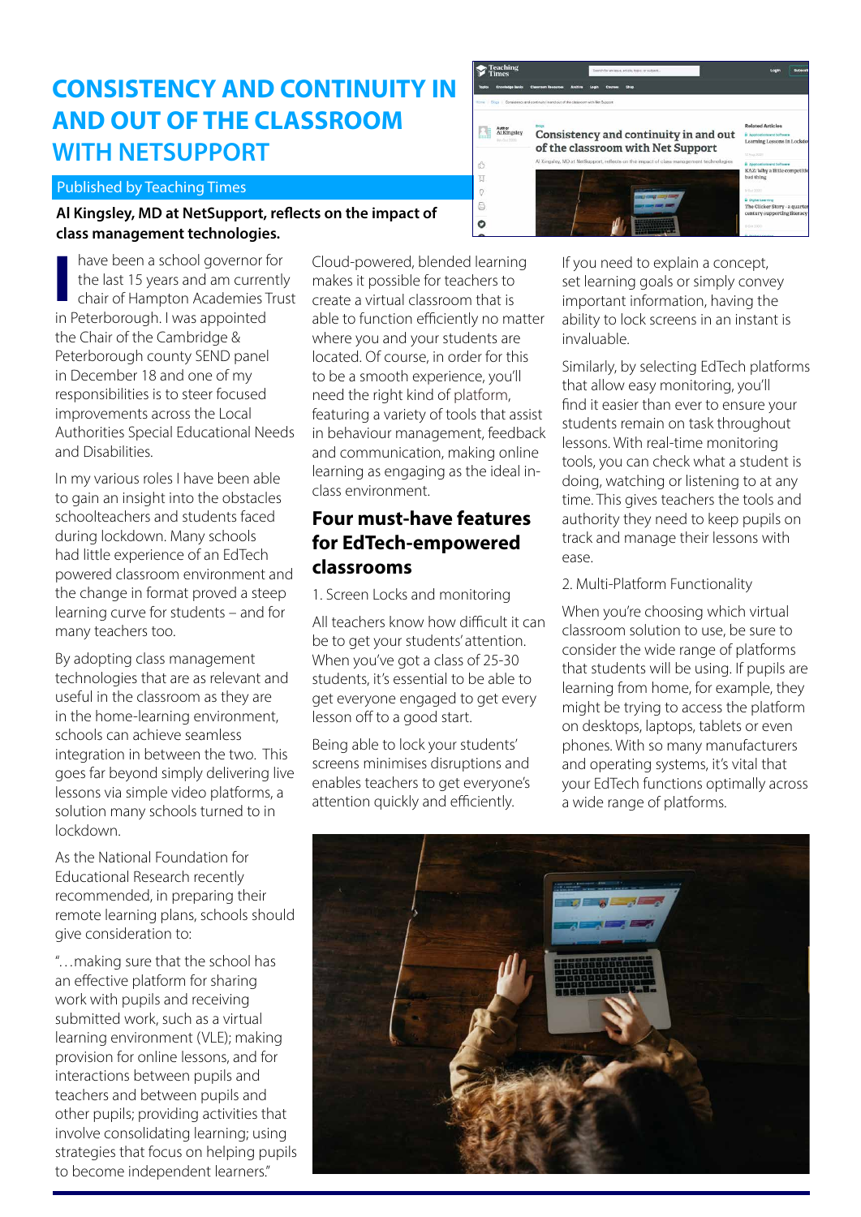# CONSISTENCY AND CONTINUITY IN AND OUT OF THE CLASSROOM WITH NETSUPPORT

Published by Teaching Times

**Al Kingsley, MD at NetSupport, reflects on the impact of class management technologies.**

I have been a school governor for the last 15 years and am currently chair of Hampton Academies Trust in Peterborough. I was appointed the Chair of the Cambridge & Peterborough county SEND panel in December 18 and one of my responsibilities is to steer focused improvements across the Local Authorities Special Educational Needs and Disabilities.

In my various roles I have been able to gain an insight into the obstacles schoolteachers and students faced during lockdown. Many schools had little experience of an EdTech powered classroom environment and the change in format proved a steep learning curve for students – and for many teachers too.

By adopting class management technologies that are as relevant and useful in the classroom as they are in the home-learning environment, schools can achieve seamless integration in between the two. This goes far beyond simply delivering live lessons via simple video platforms, a solution many schools turned to in lockdown.

As the National Foundation for Educational Research recently recommended, in preparing their remote learning plans, schools should give consideration to:

"…making sure that the school has an effective platform for sharing work with pupils and receiving submitted work, such as a virtual learning environment (VLE); making provision for online lessons, and for interactions between pupils and teachers and between pupils and other pupils; providing activities that involve consolidating learning; using strategies that focus on helping pupils to become independent learners."

Cloud-powered, blended learning makes it possible for teachers to create a virtual classroom that is able to function efficiently no matter where you and your students are located. Of course, in order for this to be a smooth experience, you'll need the right kind of platform, featuring a variety of tools that assist in behaviour management, feedback and communication, making online learning as engaging as the ideal in-class environment.

## Four must-have features for EdTech-empowered classrooms

1. Screen Locks and monitoring

All teachers know how difficult it can be to get your students' attention. When you've got a class of 25-30 students, it's essential to be able to get everyone engaged to get every lesson off to a good start.

Being able to lock your students' screens minimises disruptions and enables teachers to get everyone's attention quickly and efficiently.

If you need to explain a concept, set learning goals or simply convey important information, having the ability to lock screens in an instant is invaluable.

Similarly, by selecting EdTech platforms that allow easy monitoring, you'll find it easier than ever to ensure your students remain on task throughout lessons. With real-time monitoring tools, you can check what a student is doing, watching or listening to at any time. This gives teachers the tools and authority they need to keep pupils on track and manage their lessons with ease.

2. Multi-Platform Functionality

When you're choosing which virtual classroom solution to use, be sure to consider the wide range of platforms that students will be using. If pupils are learning from home, for example, they might be trying to access the platform on desktops, laptops, tablets or even phones. With so many manufacturers and operating systems, it's vital that your EdTech functions optimally across a wide range of platforms.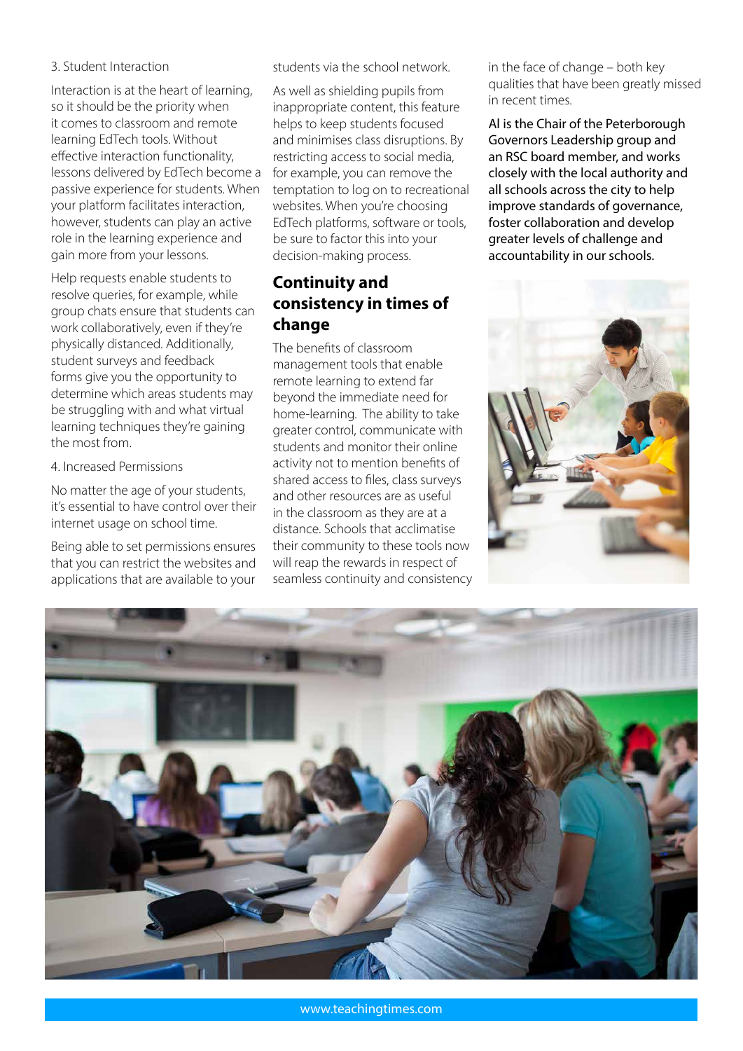3. Student Interaction

Interaction is at the heart of learning, so it should be the priority when it comes to classroom and remote learning EdTech tools. Without effective interaction functionality, lessons delivered by EdTech become a passive experience for students. When your platform facilitates interaction, however, students can play an active role in the learning experience and gain more from your lessons.

Help requests enable students to resolve queries, for example, while group chats ensure that students can work collaboratively, even if they're physically distanced. Additionally, student surveys and feedback forms give you the opportunity to determine which areas students may be struggling with and what virtual learning techniques they're gaining the most from.

4. Increased Permissions

No matter the age of your students, it's essential to have control over their internet usage on school time.

Being able to set permissions ensures that you can restrict the websites and applications that are available to your students via the school network.

As well as shielding pupils from inappropriate content, this feature helps to keep students focused and minimises class disruptions. By restricting access to social media, for example, you can remove the temptation to log on to recreational websites. When you're choosing EdTech platforms, software or tools, be sure to factor this into your decision-making process.

## Continuity and consistency in times of change

The benefits of classroom management tools that enable remote learning to extend far beyond the immediate need for home-learning. The ability to take greater control, communicate with students and monitor their online activity not to mention benefits of shared access to files, class surveys and other resources are as useful in the classroom as they are at a distance. Schools that acclimatise their community to these tools now will reap the rewards in respect of seamless continuity and consistency in the face of change – both key qualities that have been greatly missed in recent times.

Al is the Chair of the Peterborough Governors Leadership group and an RSC board member, and works closely with the local authority and all schools across the city to help improve standards of governance, foster collaboration and develop greater levels of challenge and accountability in our schools.